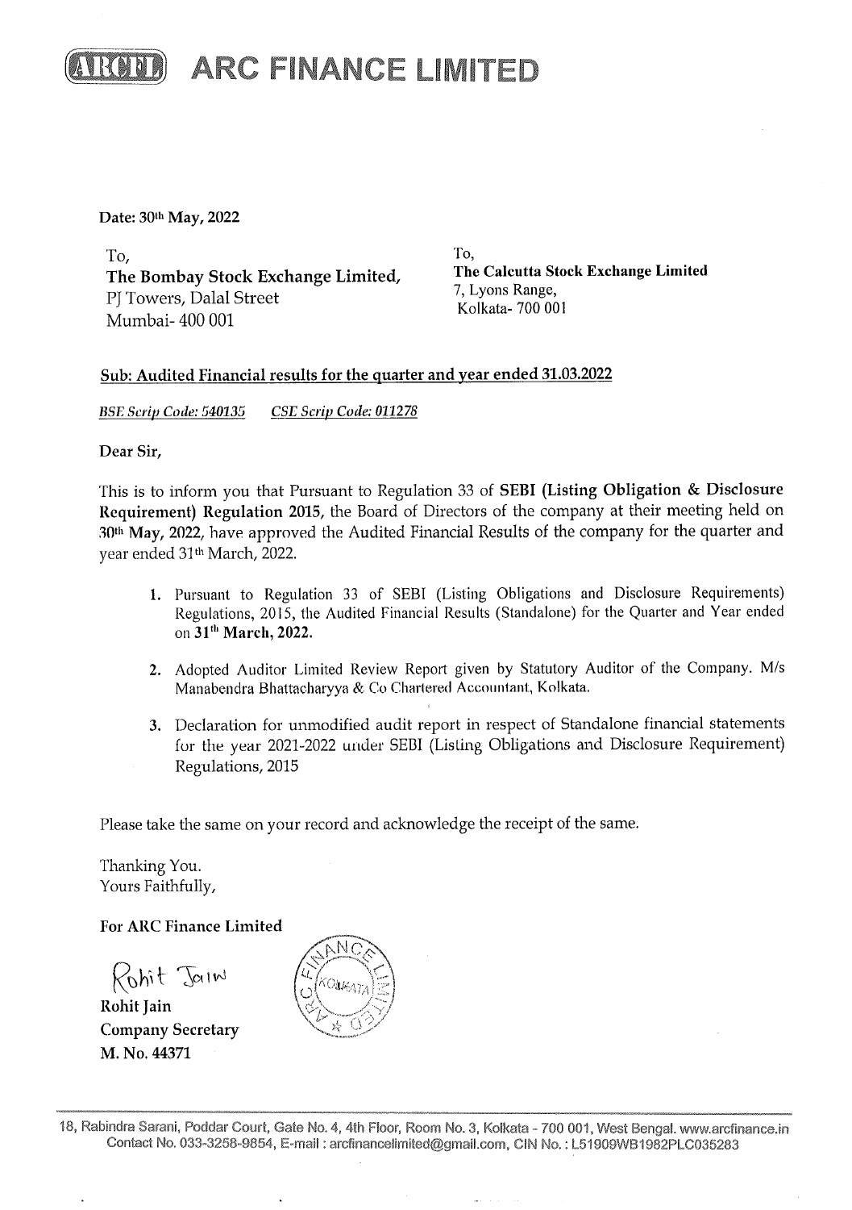# ARC FINANCE LIMITED

**Date: 30th May, 2022**

To,
**The Bombay Stock Exchange Limited,**
PJ Towers, Dalal Street
Mumbai- 400 001

To,
**The Calcutta Stock Exchange Limited**
7, Lyons Range,
Kolkata- 700 001

**Sub: Audited Financial results for the quarter and year ended 31.03.2022**

*BSE Scrip Code: 540135* *CSE Scrip Code: 011278*

**Dear Sir,**

This is to inform you that Pursuant to Regulation 33 of **SEBI (Listing Obligation & Disclosure Requirement) Regulation 2015**, the Board of Directors of the company at their meeting held on **30th May, 2022**, have approved the Audited Financial Results of the company for the quarter and year ended 31th March, 2022.

1. Pursuant to Regulation 33 of SEBI (Listing Obligations and Disclosure Requirements) Regulations, 2015, the Audited Financial Results (Standalone) for the Quarter and Year ended on **31th March, 2022.**
2. Adopted Auditor Limited Review Report given by Statutory Auditor of the Company. M/s Manabendra Bhattacharyya & Co Chartered Accountant, Kolkata.
3. Declaration for unmodified audit report in respect of Standalone financial statements for the year 2021-2022 under SEBI (Listing Obligations and Disclosure Requirement) Regulations, 2015

Please take the same on your record and acknowledge the receipt of the same.

Thanking You.
Yours Faithfully,

**For ARC Finance Limited**

Rohit Jain

**Rohit Jain**
**Company Secretary**
**M. No. 44371**

18, Rabindra Sarani, Poddar Court, Gate No. 4, 4th Floor, Room No. 3, Kolkata - 700 001, West Bengal. www.arcfinance.in
Contact No. 033-3258-9854, E-mail : arcfinancelimited@gmail.com, CIN No. : L51909WB1982PLC035283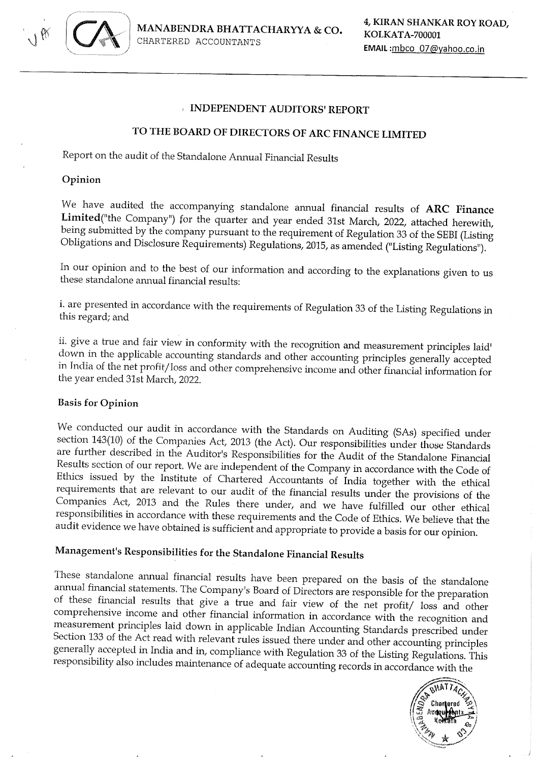MANABENDRA BHATTACHARYYA & CO.
CHARTERED ACCOUNTANTS

4, KIRAN SHANKAR ROY ROAD,
KOLKATA-700001
EMAIL :mbco_07@yahoo.co.in

## INDEPENDENT AUDITORS' REPORT

## TO THE BOARD OF DIRECTORS OF ARC FINANCE LIMITED

Report on the audit of the Standalone Annual Financial Results

### Opinion

We have audited the accompanying standalone annual financial results of **ARC Finance Limited**("the Company") for the quarter and year ended 31st March, 2022, attached herewith, being submitted by the company pursuant to the requirement of Regulation 33 of the SEBI (Listing Obligations and Disclosure Requirements) Regulations, 2015, as amended ("Listing Regulations").

In our opinion and to the best of our information and according to the explanations given to us these standalone annual financial results:

i. are presented in accordance with the requirements of Regulation 33 of the Listing Regulations in this regard; and

ii. give a true and fair view in conformity with the recognition and measurement principles laid' down in the applicable accounting standards and other accounting principles generally accepted in India of the net profit/loss and other comprehensive income and other financial information for the year ended 31st March, 2022.

### Basis for Opinion

We conducted our audit in accordance with the Standards on Auditing (SAs) specified under section 143(10) of the Companies Act, 2013 (the Act). Our responsibilities under those Standards are further described in the Auditor's Responsibilities for the Audit of the Standalone Financial Results section of our report. We are independent of the Company in accordance with the Code of Ethics issued by the Institute of Chartered Accountants of India together with the ethical requirements that are relevant to our audit of the financial results under the provisions of the Companies Act, 2013 and the Rules there under, and we have fulfilled our other ethical responsibilities in accordance with these requirements and the Code of Ethics. We believe that the audit evidence we have obtained is sufficient and appropriate to provide a basis for our opinion.

### Management's Responsibilities for the Standalone Financial Results

These standalone annual financial results have been prepared on the basis of the standalone annual financial statements. The Company's Board of Directors are responsible for the preparation of these financial results that give a true and fair view of the net profit/ loss and other comprehensive income and other financial information in accordance with the recognition and measurement principles laid down in applicable Indian Accounting Standards prescribed under Section 133 of the Act read with relevant rules issued there under and other accounting principles generally accepted in India and in, compliance with Regulation 33 of the Listing Regulations. This responsibility also includes maintenance of adequate accounting records in accordance with the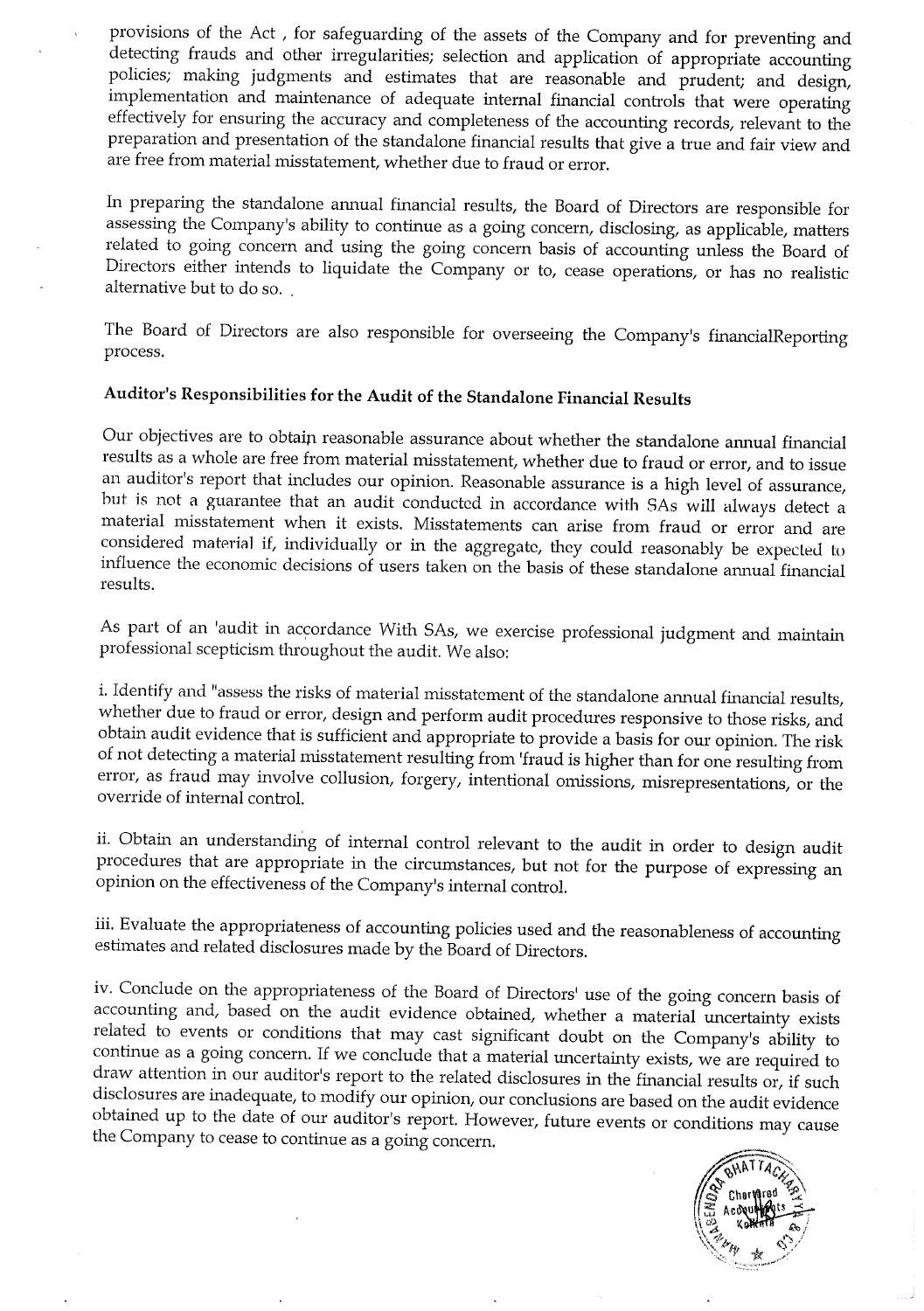provisions of the Act , for safeguarding of the assets of the Company and for preventing and detecting frauds and other irregularities; selection and application of appropriate accounting policies; making judgments and estimates that are reasonable and prudent; and design, implementation and maintenance of adequate internal financial controls that were operating effectively for ensuring the accuracy and completeness of the accounting records, relevant to the preparation and presentation of the standalone financial results that give a true and fair view and are free from material misstatement, whether due to fraud or error.

In preparing the standalone annual financial results, the Board of Directors are responsible for assessing the Company's ability to continue as a going concern, disclosing, as applicable, matters related to going concern and using the going concern basis of accounting unless the Board of Directors either intends to liquidate the Company or to, cease operations, or has no realistic alternative but to do so. .

The Board of Directors are also responsible for overseeing the Company's financialReporting process.

**Auditor's Responsibilities for the Audit of the Standalone Financial Results**

Our objectives are to obtain reasonable assurance about whether the standalone annual financial results as a whole are free from material misstatement, whether due to fraud or error, and to issue an auditor's report that includes our opinion. Reasonable assurance is a high level of assurance, but is not a guarantee that an audit conducted in accordance with SAs will always detect a material misstatement when it exists. Misstatements can arise from fraud or error and are considered material if, individually or in the aggregate, they could reasonably be expected to influence the economic decisions of users taken on the basis of these standalone annual financial results.

As part of an 'audit in accordance With SAs, we exercise professional judgment and maintain professional scepticism throughout the audit. We also:

i. Identify and "assess the risks of material misstatement of the standalone annual financial results, whether due to fraud or error, design and perform audit procedures responsive to those risks, and obtain audit evidence that is sufficient and appropriate to provide a basis for our opinion. The risk of not detecting a material misstatement resulting from 'fraud is higher than for one resulting from error, as fraud may involve collusion, forgery, intentional omissions, misrepresentations, or the override of internal control.

ii. Obtain an understanding of internal control relevant to the audit in order to design audit procedures that are appropriate in the circumstances, but not for the purpose of expressing an opinion on the effectiveness of the Company's internal control.

iii. Evaluate the appropriateness of accounting policies used and the reasonableness of accounting estimates and related disclosures made by the Board of Directors.

iv. Conclude on the appropriateness of the Board of Directors' use of the going concern basis of accounting and, based on the audit evidence obtained, whether a material uncertainty exists related to events or conditions that may cast significant doubt on the Company's ability to continue as a going concern. If we conclude that a material uncertainty exists, we are required to draw attention in our auditor's report to the related disclosures in the financial results or, if such disclosures are inadequate, to modify our opinion, our conclusions are based on the audit evidence obtained up to the date of our auditor's report. However, future events or conditions may cause the Company to cease to continue as a going concern.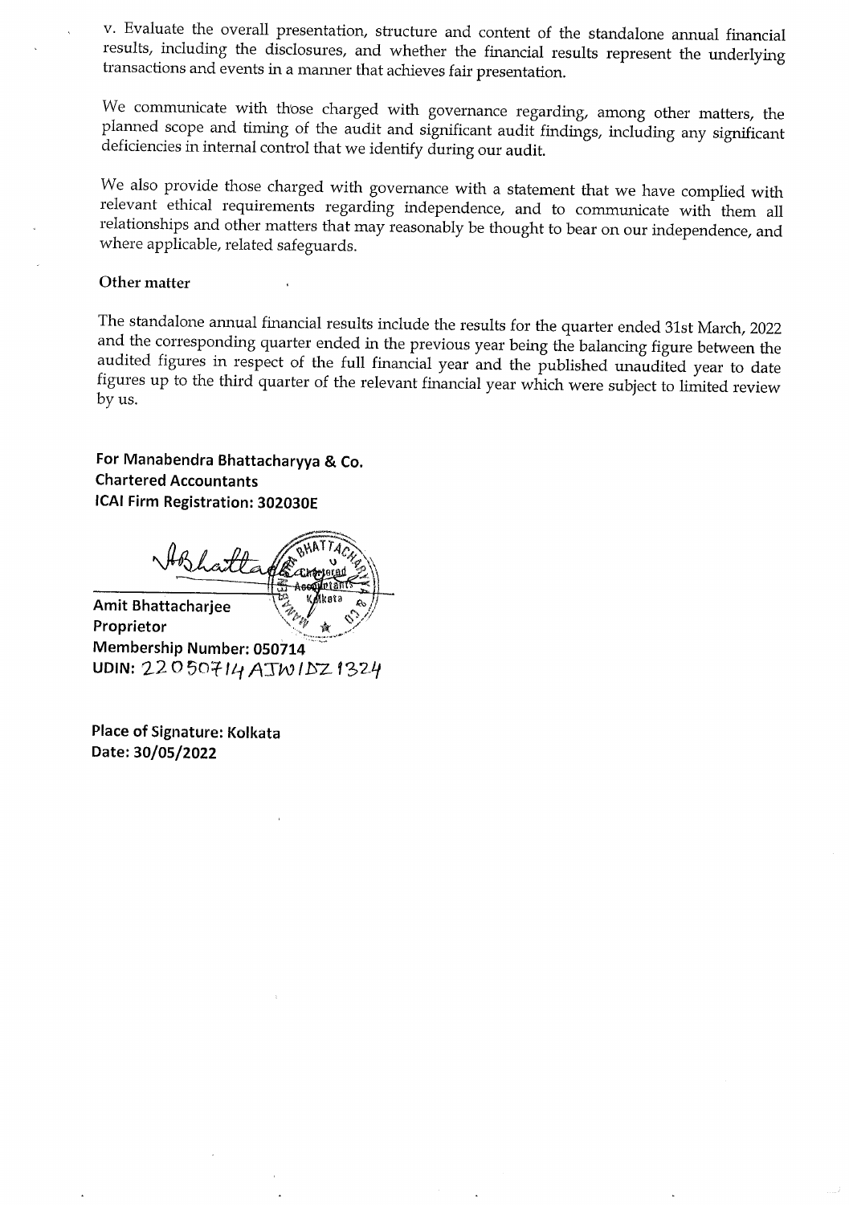v. Evaluate the overall presentation, structure and content of the standalone annual financial results, including the disclosures, and whether the financial results represent the underlying transactions and events in a manner that achieves fair presentation.

We communicate with those charged with governance regarding, among other matters, the planned scope and timing of the audit and significant audit findings, including any significant deficiencies in internal control that we identify during our audit.

We also provide those charged with governance with a statement that we have complied with relevant ethical requirements regarding independence, and to communicate with them all relationships and other matters that may reasonably be thought to bear on our independence, and where applicable, related safeguards.

**Other matter**

The standalone annual financial results include the results for the quarter ended 31st March, 2022 and the corresponding quarter ended in the previous year being the balancing figure between the audited figures in respect of the full financial year and the published unaudited year to date figures up to the third quarter of the relevant financial year which were subject to limited review by us.

**For Manabendra Bhattacharyya & Co.**
**Chartered Accountants**
**ICAI Firm Registration: 302030E**

**Amit Bhattacharjee**
**Proprietor**
**Membership Number: 050714**
**UDIN:** 22050714AJWIDZ1324

**Place of Signature: Kolkata**
**Date: 30/05/2022**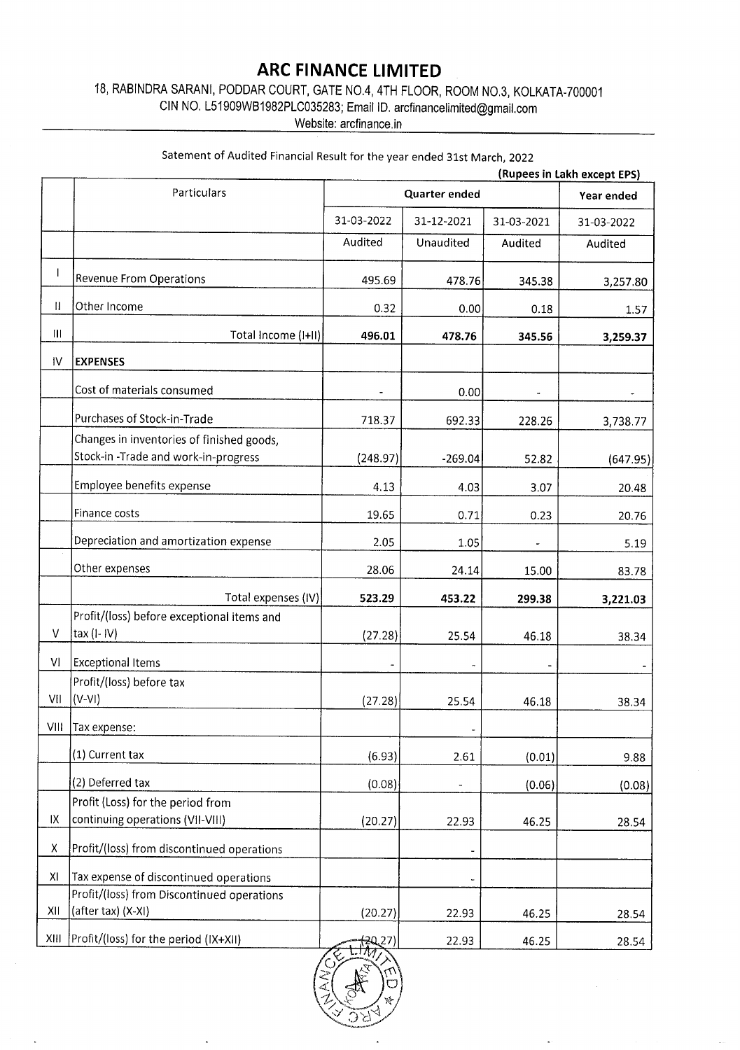# ARC FINANCE LIMITED

18, RABINDRA SARANI, PODDAR COURT, GATE NO.4, 4TH FLOOR, ROOM NO.3, KOLKATA-700001
CIN NO. L51909WB1982PLC035283; Email ID. arcfinancelimited@gmail.com
Website: arcfinance.in

Satement of Audited Financial Result for the year ended 31st March, 2022

**(Rupees in Lakh except EPS)**

| | Particulars | Quarter ended | | | Year ended |
|---|---|---|---|---|---|
| | | 31-03-2022 | 31-12-2021 | 31-03-2021 | 31-03-2022 |
| | | Audited | Unaudited | Audited | Audited |
| I | Revenue From Operations | 495.69 | 478.76 | 345.38 | 3,257.80 |
| II | Other Income | 0.32 | 0.00 | 0.18 | 1.57 |
| III | Total Income (I+II) | **496.01** | **478.76** | **345.56** | **3,259.37** |
| IV | **EXPENSES** | | | | |
| | Cost of materials consumed | - | 0.00 | - | - |
| | Purchases of Stock-in-Trade | 718.37 | 692.33 | 228.26 | 3,738.77 |
| | Changes in inventories of finished goods, Stock-in -Trade and work-in-progress | (248.97) | -269.04 | 52.82 | (647.95) |
| | Employee benefits expense | 4.13 | 4.03 | 3.07 | 20.48 |
| | Finance costs | 19.65 | 0.71 | 0.23 | 20.76 |
| | Depreciation and amortization expense | 2.05 | 1.05 | - | 5.19 |
| | Other expenses | 28.06 | 24.14 | 15.00 | 83.78 |
| | Total expenses (IV) | **523.29** | **453.22** | **299.38** | **3,221.03** |
| V | Profit/(loss) before exceptional items and tax (I- IV) | (27.28) | 25.54 | 46.18 | 38.34 |
| VI | Exceptional Items | - | - | - | - |
| VII | Profit/(loss) before tax (V-VI) | (27.28) | 25.54 | 46.18 | 38.34 |
| VIII | Tax expense: | | - | | |
| | (1) Current tax | (6.93) | 2.61 | (0.01) | 9.88 |
| | (2) Deferred tax | (0.08) | - | (0.06) | (0.08) |
| IX | Profit (Loss) for the period from continuing operations (VII-VIII) | (20.27) | 22.93 | 46.25 | 28.54 |
| X | Profit/(loss) from discontinued operations | | - | | |
| XI | Tax expense of discontinued operations | | - | | |
| XII | Profit/(loss) from Discontinued operations (after tax) (X-XI) | (20.27) | 22.93 | 46.25 | 28.54 |
| XIII | Profit/(loss) for the period (IX+XII) | (20.27) | 22.93 | 46.25 | 28.54 |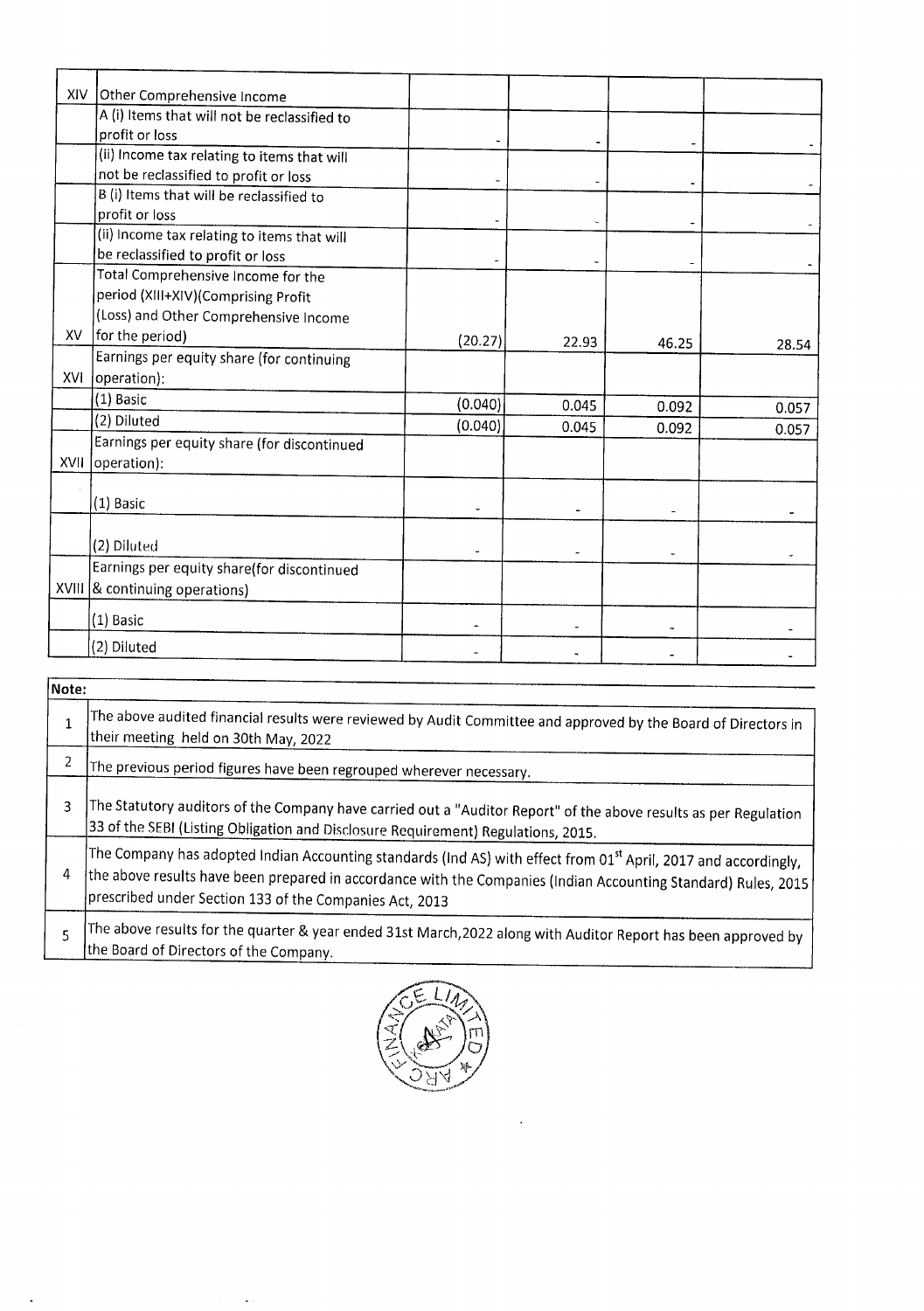| XIV | Other Comprehensive Income | | | | |
|---|---|---|---|---|---|
| | A (i) Items that will not be reclassified to profit or loss | - | - | - | - |
| | (ii) Income tax relating to items that will not be reclassified to profit or loss | - | - | - | - |
| | B (i) Items that will be reclassified to profit or loss | - | - | - | - |
| | (ii) Income tax relating to items that will be reclassified to profit or loss | - | - | - | - |
| XV | Total Comprehensive Income for the period (XIII+XIV)(Comprising Profit (Loss) and Other Comprehensive Income for the period) | (20.27) | 22.93 | 46.25 | 28.54 |
| XVI | Earnings per equity share (for continuing operation): | | | | |
| | (1) Basic | (0.040) | 0.045 | 0.092 | 0.057 |
| | (2) Diluted | (0.040) | 0.045 | 0.092 | 0.057 |
| XVII | Earnings per equity share (for discontinued operation): | | | | |
| | (1) Basic | - | - | - | - |
| | (2) Diluted | - | - | - | - |
| XVIII | Earnings per equity share(for discontinued & continuing operations) | | | | |
| | (1) Basic | - | - | - | - |
| | (2) Diluted | - | - | - | - |

| Note: | |
|---|---|
| 1 | The above audited financial results were reviewed by Audit Committee and approved by the Board of Directors in their meeting held on 30th May, 2022 |
| 2 | The previous period figures have been regrouped wherever necessary. |
| 3 | The Statutory auditors of the Company have carried out a "Auditor Report" of the above results as per Regulation 33 of the SEBI (Listing Obligation and Disclosure Requirement) Regulations, 2015. |
| 4 | The Company has adopted Indian Accounting standards (Ind AS) with effect from 01st April, 2017 and accordingly, the above results have been prepared in accordance with the Companies (Indian Accounting Standard) Rules, 2015 prescribed under Section 133 of the Companies Act, 2013 |
| 5 | The above results for the quarter & year ended 31st March,2022 along with Auditor Report has been approved by the Board of Directors of the Company. |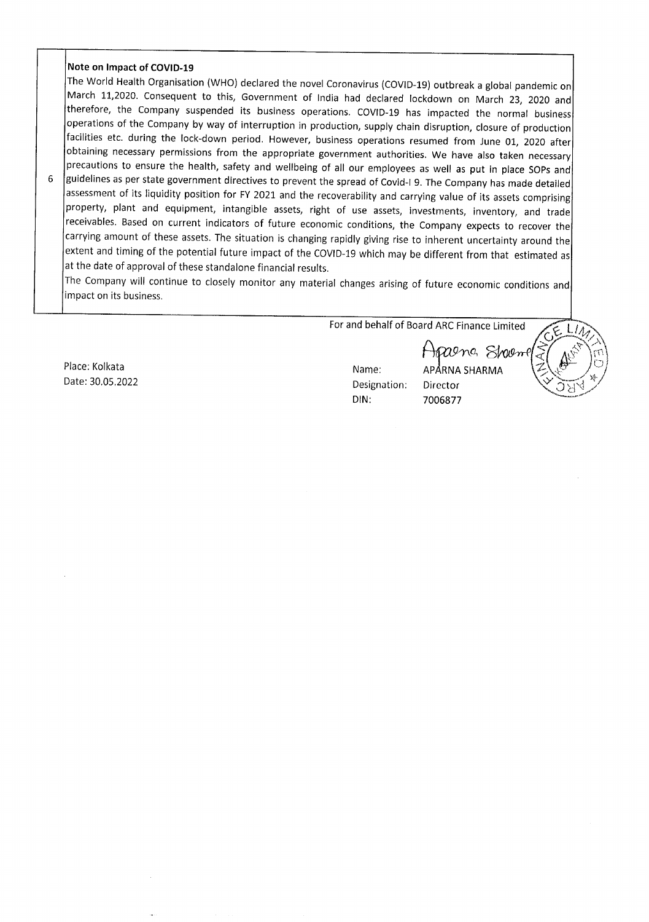| 6 | **Note on Impact of COVID-19**<br>The World Health Organisation (WHO) declared the novel Coronavirus (COVID-19) outbreak a global pandemic on March 11,2020. Consequent to this, Government of India had declared lockdown on March 23, 2020 and therefore, the Company suspended its business operations. COVID-19 has impacted the normal business operations of the Company by way of interruption in production, supply chain disruption, closure of production facilities etc. during the lock-down period. However, business operations resumed from June 01, 2020 after obtaining necessary permissions from the appropriate government authorities. We have also taken necessary precautions to ensure the health, safety and wellbeing of all our employees as well as put in place SOPs and guidelines as per state government directives to prevent the spread of Covid-I 9. The Company has made detailed assessment of its liquidity position for FY 2021 and the recoverability and carrying value of its assets comprising property, plant and equipment, intangible assets, right of use assets, investments, inventory, and trade receivables. Based on current indicators of future economic conditions, the Company expects to recover the carrying amount of these assets. The situation is changing rapidly giving rise to inherent uncertainty around the extent and timing of the potential future impact of the COVID-19 which may be different from that estimated as at the date of approval of these standalone financial results.<br>The Company will continue to closely monitor any material changes arising of future economic conditions and impact on its business. |
|---|---|

For and behalf of Board ARC Finance Limited

Place: Kolkata
Date: 30.05.2022

Name: APARNA SHARMA
Designation: Director
DIN: 7006877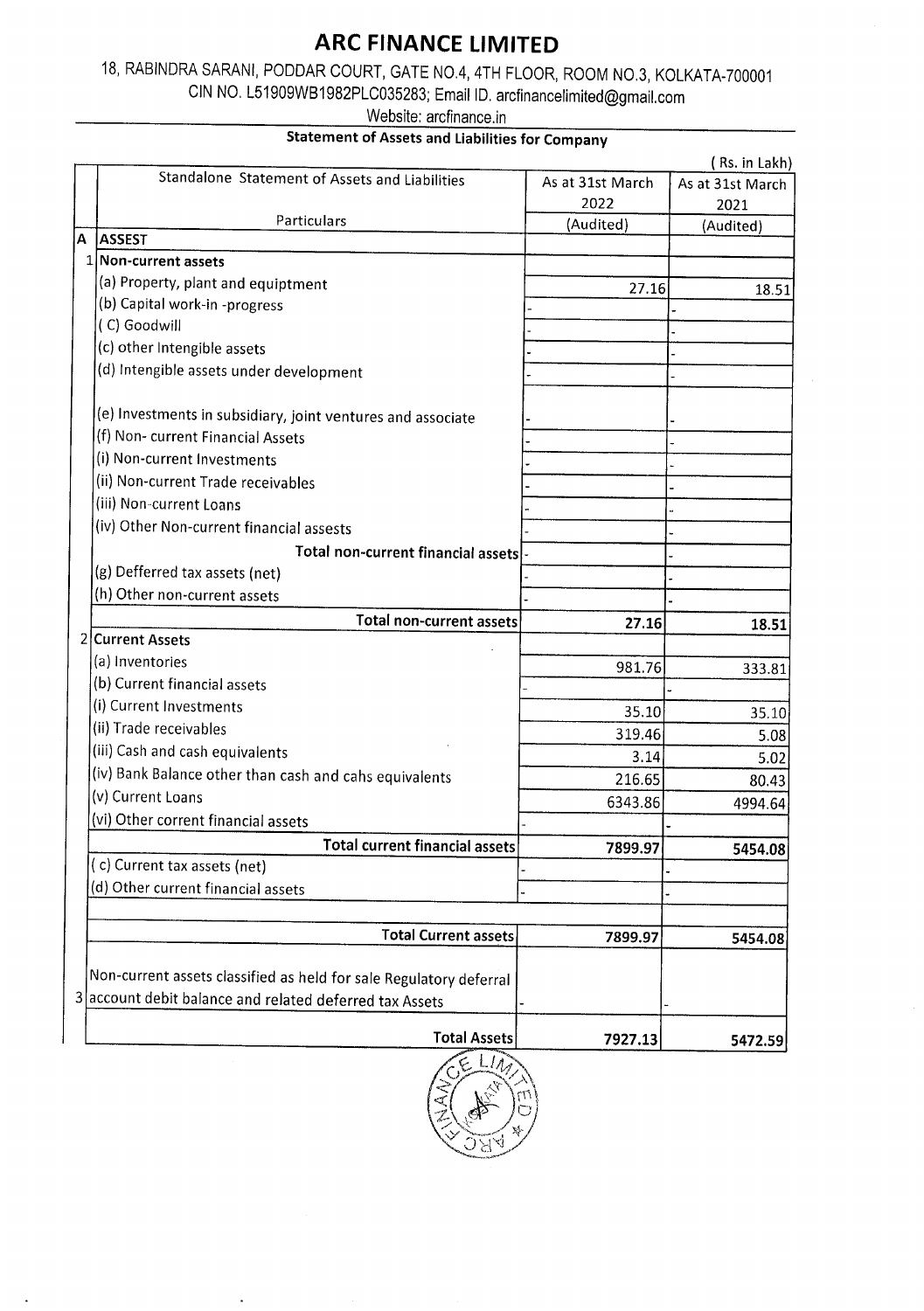# ARC FINANCE LIMITED

18, RABINDRA SARANI, PODDAR COURT, GATE NO.4, 4TH FLOOR, ROOM NO.3, KOLKATA-700001
CIN NO. L51909WB1982PLC035283; Email ID. arcfinancelimited@gmail.com
Website: arcfinance.in

## Statement of Assets and Liabilities for Company

( Rs. in Lakh)

| | Standalone Statement of Assets and Liabilities<br>Particulars | As at 31st March 2022 (Audited) | As at 31st March 2021 (Audited) |
|---|---|---|---|
| A | **ASSEST** | | |
| 1 | **Non-current assets** | | |
| | (a) Property, plant and equiptment | 27.16 | 18.51 |
| | (b) Capital work-in -progress | - | - |
| | ( C) Goodwill | - | - |
| | (c) other Intengible assets | - | - |
| | (d) Intengible assets under development | - | - |
| | (e) Investments in subsidiary, joint ventures and associate | - | - |
| | (f) Non- current Financial Assets | - | - |
| | (i) Non-current Investments | - | - |
| | (ii) Non-current Trade receivables | - | - |
| | (iii) Non-current Loans | - | - |
| | (iv) Other Non-current financial assests | - | - |
| | **Total non-current financial assets** | - | - |
| | (g) Defferred tax assets (net) | - | - |
| | (h) Other non-current assets | - | - |
| | **Total non-current assets** | **27.16** | **18.51** |
| 2 | **Current Assets** | | |
| | (a) Inventories | 981.76 | 333.81 |
| | (b) Current financial assets | - | - |
| | (i) Current Investments | 35.10 | 35.10 |
| | (ii) Trade receivables | 319.46 | 5.08 |
| | (iii) Cash and cash equivalents | 3.14 | 5.02 |
| | (iv) Bank Balance other than cash and cahs equivalents | 216.65 | 80.43 |
| | (v) Current Loans | 6343.86 | 4994.64 |
| | (vi) Other corrent financial assets | - | - |
| | **Total current financial assets** | **7899.97** | **5454.08** |
| | ( c) Current tax assets (net) | - | - |
| | (d) Other current financial assets | - | - |
| | **Total Current assets** | **7899.97** | **5454.08** |
| 3 | Non-current assets classified as held for sale Regulatory deferral account debit balance and related deferred tax Assets | - | - |
| | **Total Assets** | **7927.13** | **5472.59** |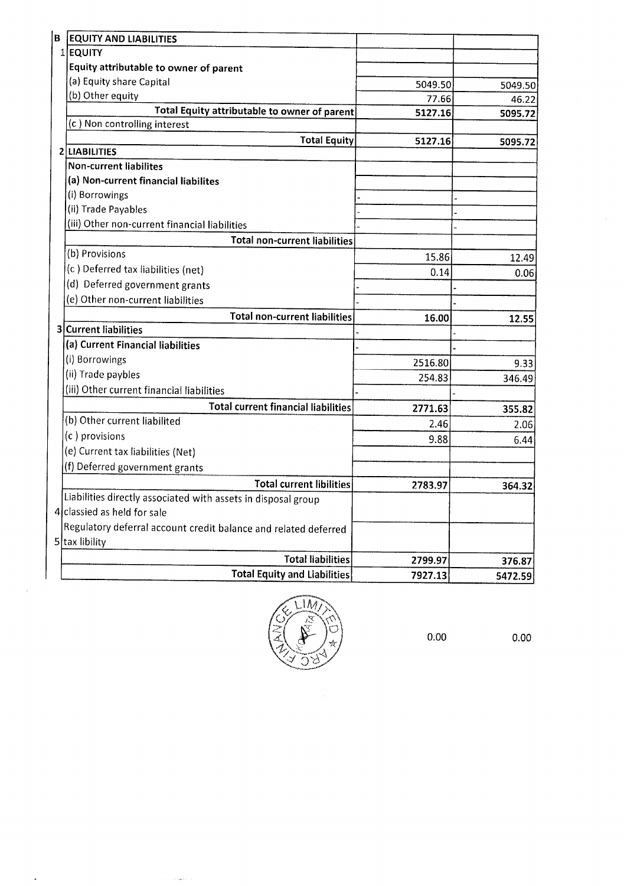| B | EQUITY AND LIABILITIES | | |
|---|---|---|---|
| 1 | EQUITY | | |
| | Equity attributable to owner of parent | | |
| | (a) Equity share Capital | 5049.50 | 5049.50 |
| | (b) Other equity | 77.66 | 46.22 |
| | Total Equity attributable to owner of parent | 5127.16 | 5095.72 |
| | (c ) Non controlling interest | | |
| | Total Equity | 5127.16 | 5095.72 |
| 2 | LIABILITIES | | |
| | Non-current liabilites | | |
| | (a) Non-current financial liabilites | | |
| | (i) Borrowings | - | - |
| | (ii) Trade Payables | - | - |
| | (iii) Other non-current financial liabilities | - | - |
| | Total non-current liabilities | | |
| | (b) Provisions | 15.86 | 12.49 |
| | (c ) Deferred tax liabilities (net) | 0.14 | 0.06 |
| | (d) Deferred government grants | - | - |
| | (e) Other non-current liabilities | - | - |
| | Total non-current liabilities | 16.00 | 12.55 |
| 3 | Current liabilities | - | - |
| | (a) Current Financial liabilities | - | - |
| | (i) Borrowings | 2516.80 | 9.33 |
| | (ii) Trade paybles | 254.83 | 346.49 |
| | (iii) Other current financial liabilities | - | - |
| | Total current financial liabilities | 2771.63 | 355.82 |
| | (b) Other current liabilited | 2.46 | 2.06 |
| | (c ) provisions | 9.88 | 6.44 |
| | (e) Current tax liabilities (Net) | | |
| | (f) Deferred government grants | | |
| | Total current libilities | 2783.97 | 364.32 |
| 4 | Liabilities directly associated with assets in disposal group classied as held for sale | | |
| 5 | Regulatory deferral account credit balance and related deferred tax libility | | |
| | Total liabilities | 2799.97 | 376.87 |
| | Total Equity and Liabilities | 7927.13 | 5472.59 |

0.00 0.00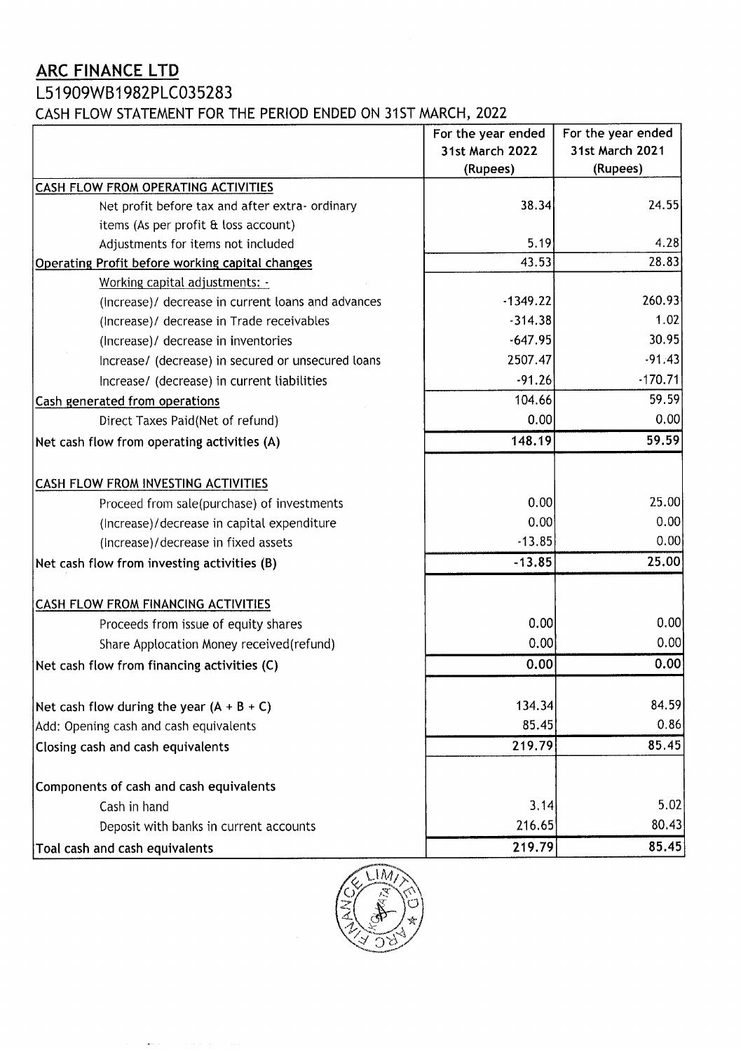## ARC FINANCE LTD

L51909WB1982PLC035283

CASH FLOW STATEMENT FOR THE PERIOD ENDED ON 31ST MARCH, 2022

| | For the year ended 31st March 2022 (Rupees) | For the year ended 31st March 2021 (Rupees) |
|---|---|---|
| CASH FLOW FROM OPERATING ACTIVITIES | | |
| Net profit before tax and after extra- ordinary items (As per profit & loss account) | 38.34 | 24.55 |
| Adjustments for items not included | 5.19 | 4.28 |
| Operating Profit before working capital changes | 43.53 | 28.83 |
| Working capital adjustments: - | | |
| (Increase)/ decrease in current loans and advances | -1349.22 | 260.93 |
| (Increase)/ decrease in Trade receivables | -314.38 | 1.02 |
| (Increase)/ decrease in inventories | -647.95 | 30.95 |
| Increase/ (decrease) in secured or unsecured loans | 2507.47 | -91.43 |
| Increase/ (decrease) in current liabilities | -91.26 | -170.71 |
| Cash generated from operations | 104.66 | 59.59 |
| Direct Taxes Paid(Net of refund) | 0.00 | 0.00 |
| **Net cash flow from operating activities (A)** | **148.19** | **59.59** |
| | | |
| CASH FLOW FROM INVESTING ACTIVITIES | | |
| Proceed from sale(purchase) of investments | 0.00 | 25.00 |
| (Increase)/decrease in capital expenditure | 0.00 | 0.00 |
| (Increase)/decrease in fixed assets | -13.85 | 0.00 |
| **Net cash flow from investing activities (B)** | **-13.85** | **25.00** |
| | | |
| CASH FLOW FROM FINANCING ACTIVITIES | | |
| Proceeds from issue of equity shares | 0.00 | 0.00 |
| Share Applocation Money received(refund) | 0.00 | 0.00 |
| **Net cash flow from financing activities (C)** | **0.00** | **0.00** |
| | | |
| Net cash flow during the year (A + B + C) | 134.34 | 84.59 |
| Add: Opening cash and cash equivalents | 85.45 | 0.86 |
| Closing cash and cash equivalents | 219.79 | 85.45 |
| | | |
| Components of cash and cash equivalents | | |
| Cash in hand | 3.14 | 5.02 |
| Deposit with banks in current accounts | 216.65 | 80.43 |
| Toal cash and cash equivalents | 219.79 | 85.45 |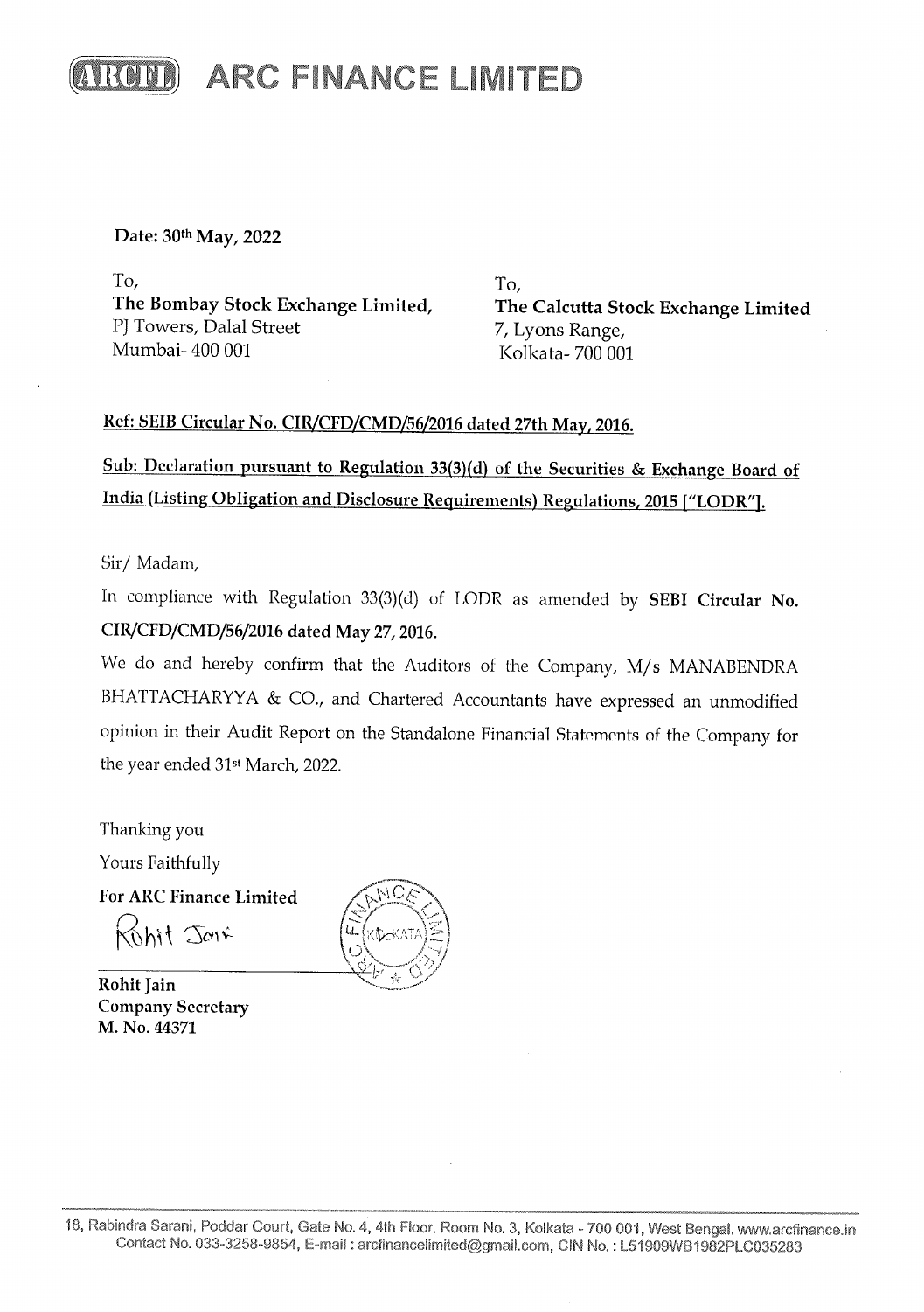# ARC FINANCE LIMITED

**Date: 30th May, 2022**

To,
**The Bombay Stock Exchange Limited,**
PJ Towers, Dalal Street
Mumbai- 400 001

To,
**The Calcutta Stock Exchange Limited**
7, Lyons Range,
Kolkata- 700 001

**Ref: SEIB Circular No. CIR/CFD/CMD/56/2016 dated 27th May, 2016.**

**Sub: Declaration pursuant to Regulation 33(3)(d) of the Securities & Exchange Board of India (Listing Obligation and Disclosure Requirements) Regulations, 2015 ["LODR"].**

Sir/ Madam,

In compliance with Regulation 33(3)(d) of LODR as amended by **SEBI Circular No. CIR/CFD/CMD/56/2016 dated May 27, 2016.**

We do and hereby confirm that the Auditors of the Company, M/s MANABENDRA BHATTACHARYYA & CO., and Chartered Accountants have expressed an unmodified opinion in their Audit Report on the Standalone Financial Statements of the Company for the year ended 31st March, 2022.

Thanking you

Yours Faithfully

**For ARC Finance Limited**

Rohit Jain

**Rohit Jain**
**Company Secretary**
**M. No. 44371**

18, Rabindra Sarani, Poddar Court, Gate No. 4, 4th Floor, Room No. 3, Kolkata - 700 001, West Bengal. www.arcfinance.in
Contact No. 033-3258-9854, E-mail : arcfinancelimited@gmail.com, CIN No. : L51909WB1982PLC035283